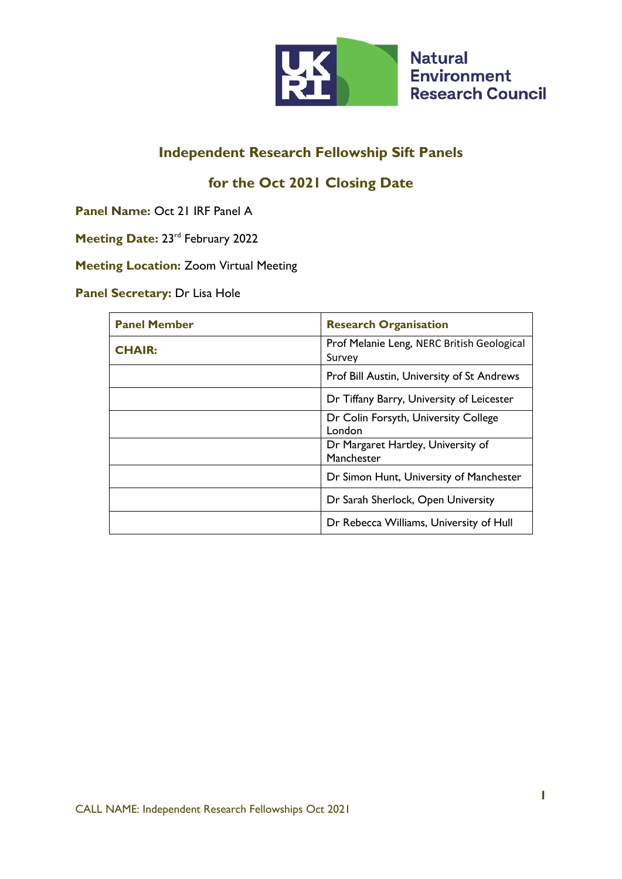Natural Environment Research Council

## Independent Research Fellowship Sift Panels

## for the Oct 2021 Closing Date

**Panel Name:** Oct 21 IRF Panel A

**Meeting Date:** 23rd February 2022

**Meeting Location:** Zoom Virtual Meeting

**Panel Secretary:** Dr Lisa Hole

| Panel Member | Research Organisation |
|---|---|
| **CHAIR:** | Prof Melanie Leng, NERC British Geological Survey |
| | Prof Bill Austin, University of St Andrews |
| | Dr Tiffany Barry, University of Leicester |
| | Dr Colin Forsyth, University College London |
| | Dr Margaret Hartley, University of Manchester |
| | Dr Simon Hunt, University of Manchester |
| | Dr Sarah Sherlock, Open University |
| | Dr Rebecca Williams, University of Hull |

CALL NAME: Independent Research Fellowships Oct 2021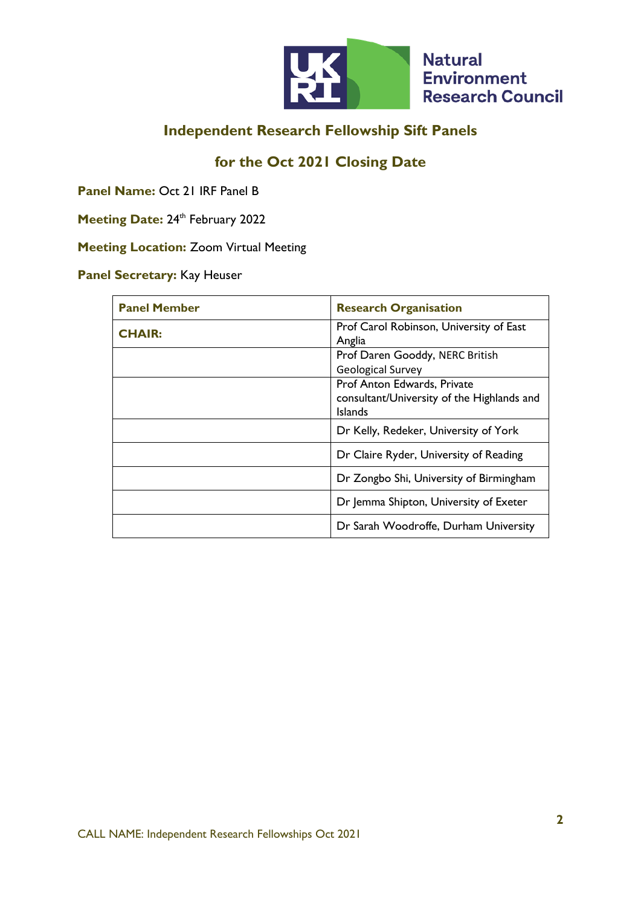## Independent Research Fellowship Sift Panels

## for the Oct 2021 Closing Date

**Panel Name:** Oct 21 IRF Panel B

**Meeting Date:** 24th February 2022

**Meeting Location:** Zoom Virtual Meeting

**Panel Secretary:** Kay Heuser

| Panel Member | Research Organisation |
|---|---|
| **CHAIR:** | Prof Carol Robinson, University of East Anglia |
| | Prof Daren Gooddy, NERC British Geological Survey |
| | Prof Anton Edwards, Private consultant/University of the Highlands and Islands |
| | Dr Kelly, Redeker, University of York |
| | Dr Claire Ryder, University of Reading |
| | Dr Zongbo Shi, University of Birmingham |
| | Dr Jemma Shipton, University of Exeter |
| | Dr Sarah Woodroffe, Durham University |

CALL NAME: Independent Research Fellowships Oct 2021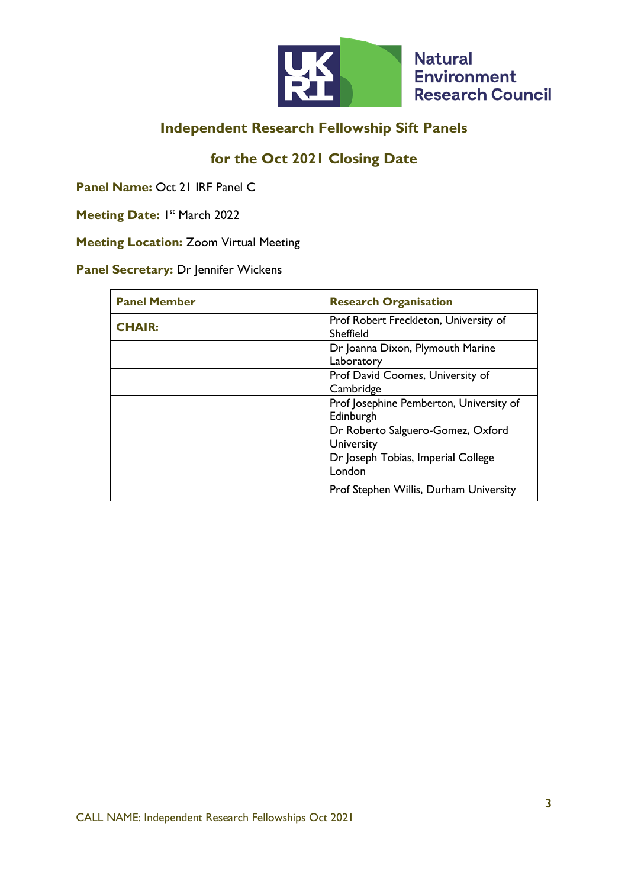## Independent Research Fellowship Sift Panels

## for the Oct 2021 Closing Date

**Panel Name:** Oct 21 IRF Panel C

**Meeting Date:** 1st March 2022

**Meeting Location:** Zoom Virtual Meeting

**Panel Secretary:** Dr Jennifer Wickens

| Panel Member | Research Organisation |
| --- | --- |
| **CHAIR:** | Prof Robert Freckleton, University of Sheffield |
| | Dr Joanna Dixon, Plymouth Marine Laboratory |
| | Prof David Coomes, University of Cambridge |
| | Prof Josephine Pemberton, University of Edinburgh |
| | Dr Roberto Salguero-Gomez, Oxford University |
| | Dr Joseph Tobias, Imperial College London |
| | Prof Stephen Willis, Durham University |

CALL NAME: Independent Research Fellowships Oct 2021